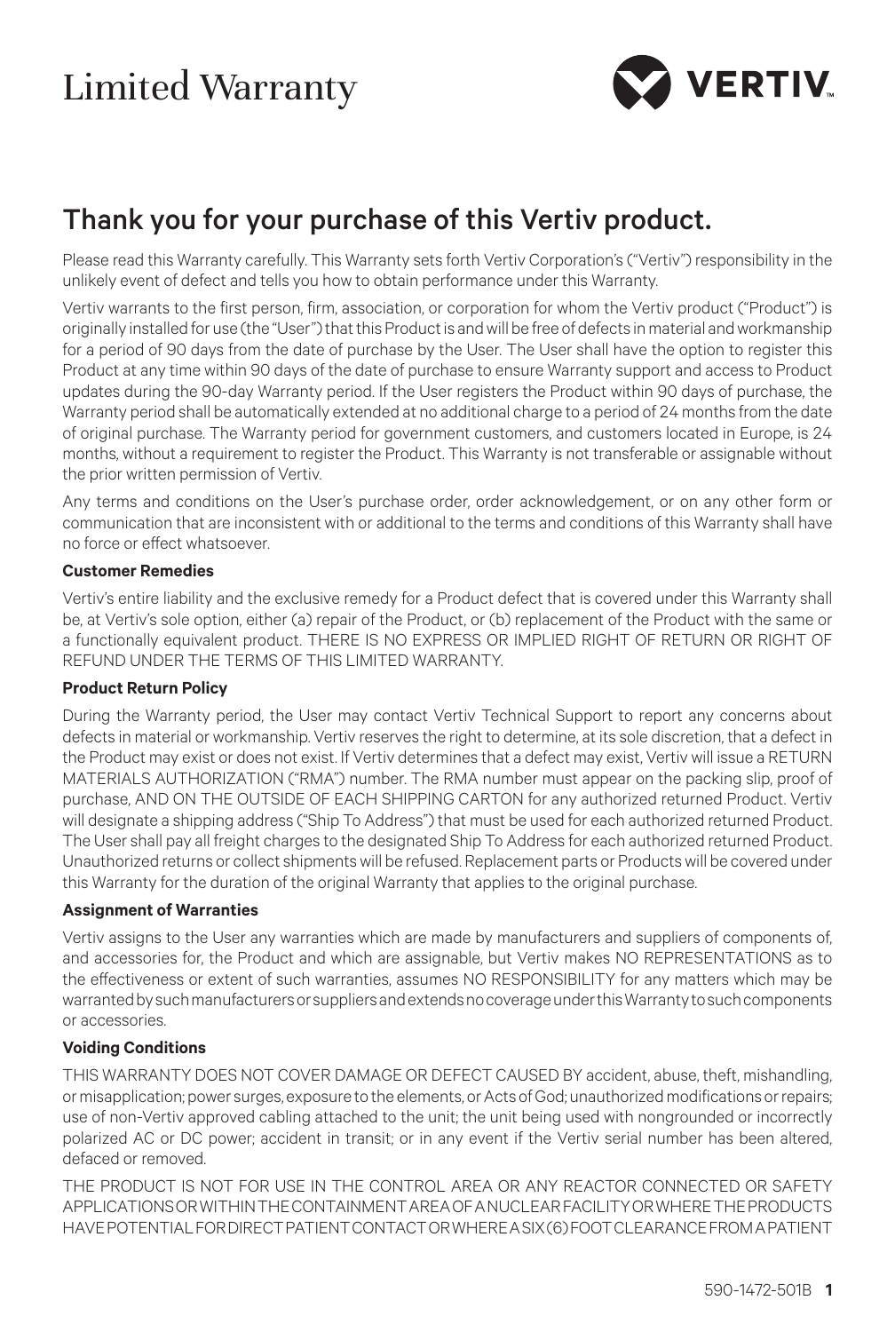# Limited Warranty

VERTIV.

## Thank you for your purchase of this Vertiv product.

Please read this Warranty carefully. This Warranty sets forth Vertiv Corporation's ("Vertiv") responsibility in the unlikely event of defect and tells you how to obtain performance under this Warranty.

Vertiv warrants to the first person, firm, association, or corporation for whom the Vertiv product ("Product") is originally installed for use (the "User") that this Product is and will be free of defects in material and workmanship for a period of 90 days from the date of purchase by the User. The User shall have the option to register this Product at any time within 90 days of the date of purchase to ensure Warranty support and access to Product updates during the 90-day Warranty period. If the User registers the Product within 90 days of purchase, the Warranty period shall be automatically extended at no additional charge to a period of 24 months from the date of original purchase. The Warranty period for government customers, and customers located in Europe, is 24 months, without a requirement to register the Product. This Warranty is not transferable or assignable without the prior written permission of Vertiv.

Any terms and conditions on the User's purchase order, order acknowledgement, or on any other form or communication that are inconsistent with or additional to the terms and conditions of this Warranty shall have no force or effect whatsoever.

**Customer Remedies**

Vertiv's entire liability and the exclusive remedy for a Product defect that is covered under this Warranty shall be, at Vertiv's sole option, either (a) repair of the Product, or (b) replacement of the Product with the same or a functionally equivalent product. THERE IS NO EXPRESS OR IMPLIED RIGHT OF RETURN OR RIGHT OF REFUND UNDER THE TERMS OF THIS LIMITED WARRANTY.

**Product Return Policy**

During the Warranty period, the User may contact Vertiv Technical Support to report any concerns about defects in material or workmanship. Vertiv reserves the right to determine, at its sole discretion, that a defect in the Product may exist or does not exist. If Vertiv determines that a defect may exist, Vertiv will issue a RETURN MATERIALS AUTHORIZATION ("RMA") number. The RMA number must appear on the packing slip, proof of purchase, AND ON THE OUTSIDE OF EACH SHIPPING CARTON for any authorized returned Product. Vertiv will designate a shipping address ("Ship To Address") that must be used for each authorized returned Product. The User shall pay all freight charges to the designated Ship To Address for each authorized returned Product. Unauthorized returns or collect shipments will be refused. Replacement parts or Products will be covered under this Warranty for the duration of the original Warranty that applies to the original purchase.

**Assignment of Warranties**

Vertiv assigns to the User any warranties which are made by manufacturers and suppliers of components of, and accessories for, the Product and which are assignable, but Vertiv makes NO REPRESENTATIONS as to the effectiveness or extent of such warranties, assumes NO RESPONSIBILITY for any matters which may be warranted by such manufacturers or suppliers and extends no coverage under this Warranty to such components or accessories.

**Voiding Conditions**

THIS WARRANTY DOES NOT COVER DAMAGE OR DEFECT CAUSED BY accident, abuse, theft, mishandling, or misapplication; power surges, exposure to the elements, or Acts of God; unauthorized modifications or repairs; use of non-Vertiv approved cabling attached to the unit; the unit being used with nongrounded or incorrectly polarized AC or DC power; accident in transit; or in any event if the Vertiv serial number has been altered, defaced or removed.

THE PRODUCT IS NOT FOR USE IN THE CONTROL AREA OR ANY REACTOR CONNECTED OR SAFETY APPLICATIONS OR WITHIN THE CONTAINMENT AREA OF A NUCLEAR FACILITY OR WHERE THE PRODUCTS HAVE POTENTIAL FOR DIRECT PATIENT CONTACT OR WHERE A SIX (6) FOOT CLEARANCE FROM A PATIENT

590-1472-501B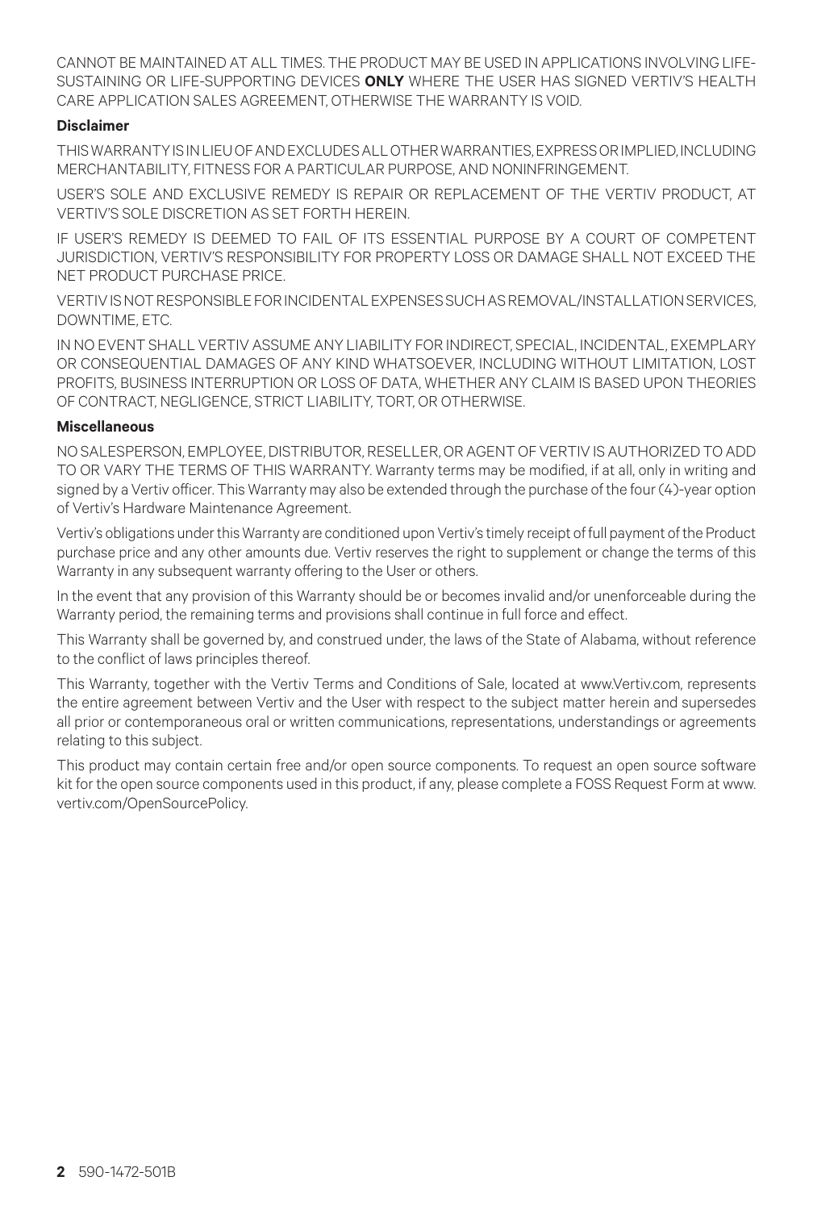CANNOT BE MAINTAINED AT ALL TIMES. THE PRODUCT MAY BE USED IN APPLICATIONS INVOLVING LIFE-SUSTAINING OR LIFE-SUPPORTING DEVICES **ONLY** WHERE THE USER HAS SIGNED VERTIV'S HEALTH CARE APPLICATION SALES AGREEMENT, OTHERWISE THE WARRANTY IS VOID.

**Disclaimer**

THIS WARRANTY IS IN LIEU OF AND EXCLUDES ALL OTHER WARRANTIES, EXPRESS OR IMPLIED, INCLUDING MERCHANTABILITY, FITNESS FOR A PARTICULAR PURPOSE, AND NONINFRINGEMENT.

USER'S SOLE AND EXCLUSIVE REMEDY IS REPAIR OR REPLACEMENT OF THE VERTIV PRODUCT, AT VERTIV'S SOLE DISCRETION AS SET FORTH HEREIN.

IF USER'S REMEDY IS DEEMED TO FAIL OF ITS ESSENTIAL PURPOSE BY A COURT OF COMPETENT JURISDICTION, VERTIV'S RESPONSIBILITY FOR PROPERTY LOSS OR DAMAGE SHALL NOT EXCEED THE NET PRODUCT PURCHASE PRICE.

VERTIV IS NOT RESPONSIBLE FOR INCIDENTAL EXPENSES SUCH AS REMOVAL/INSTALLATION SERVICES, DOWNTIME, ETC.

IN NO EVENT SHALL VERTIV ASSUME ANY LIABILITY FOR INDIRECT, SPECIAL, INCIDENTAL, EXEMPLARY OR CONSEQUENTIAL DAMAGES OF ANY KIND WHATSOEVER, INCLUDING WITHOUT LIMITATION, LOST PROFITS, BUSINESS INTERRUPTION OR LOSS OF DATA, WHETHER ANY CLAIM IS BASED UPON THEORIES OF CONTRACT, NEGLIGENCE, STRICT LIABILITY, TORT, OR OTHERWISE.

**Miscellaneous**

NO SALESPERSON, EMPLOYEE, DISTRIBUTOR, RESELLER, OR AGENT OF VERTIV IS AUTHORIZED TO ADD TO OR VARY THE TERMS OF THIS WARRANTY. Warranty terms may be modified, if at all, only in writing and signed by a Vertiv officer. This Warranty may also be extended through the purchase of the four (4)-year option of Vertiv's Hardware Maintenance Agreement.

Vertiv's obligations under this Warranty are conditioned upon Vertiv's timely receipt of full payment of the Product purchase price and any other amounts due. Vertiv reserves the right to supplement or change the terms of this Warranty in any subsequent warranty offering to the User or others.

In the event that any provision of this Warranty should be or becomes invalid and/or unenforceable during the Warranty period, the remaining terms and provisions shall continue in full force and effect.

This Warranty shall be governed by, and construed under, the laws of the State of Alabama, without reference to the conflict of laws principles thereof.

This Warranty, together with the Vertiv Terms and Conditions of Sale, located at www.Vertiv.com, represents the entire agreement between Vertiv and the User with respect to the subject matter herein and supersedes all prior or contemporaneous oral or written communications, representations, understandings or agreements relating to this subject.

This product may contain certain free and/or open source components. To request an open source software kit for the open source components used in this product, if any, please complete a FOSS Request Form at www.vertiv.com/OpenSourcePolicy.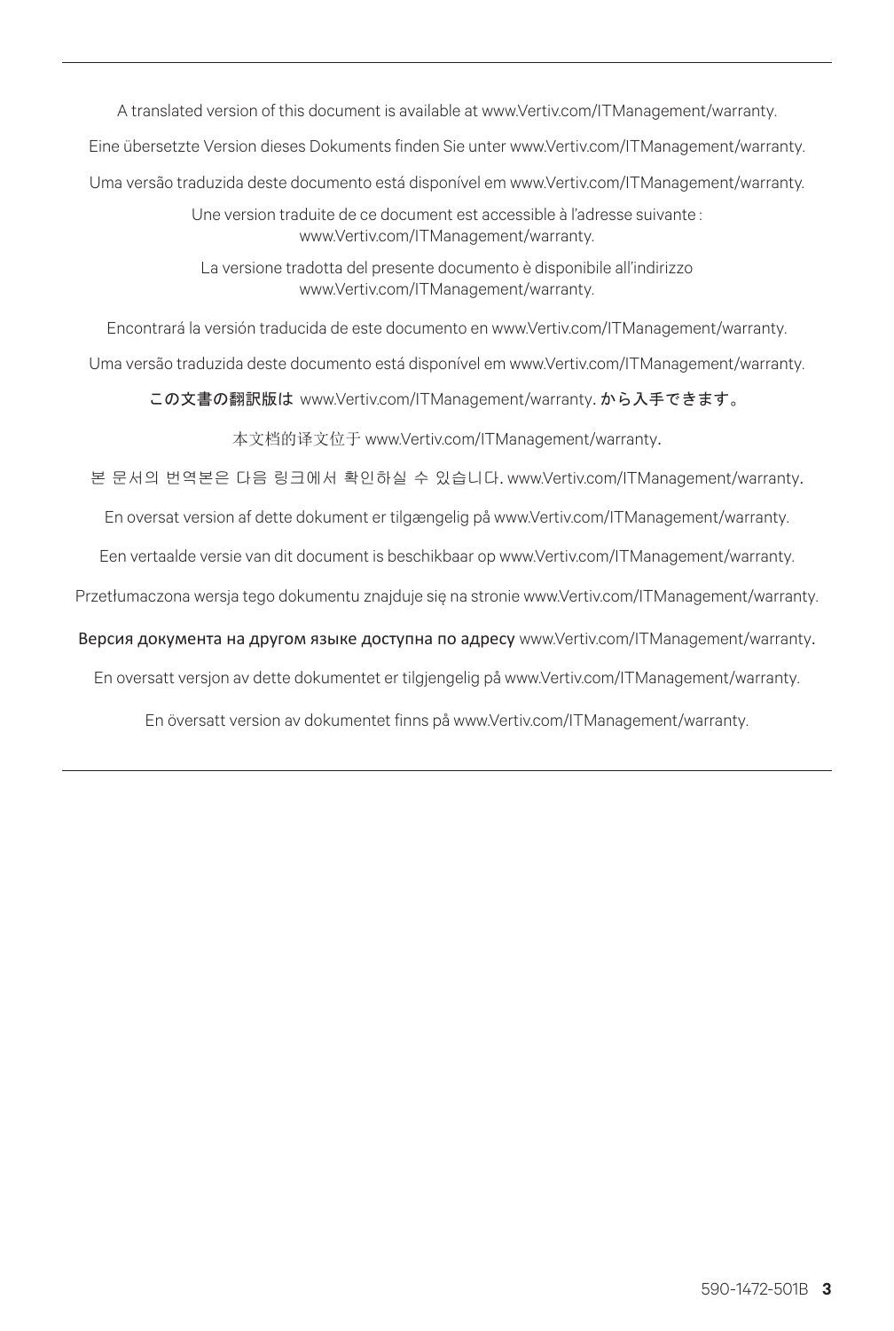---

A translated version of this document is available at www.Vertiv.com/ITManagement/warranty.

Eine übersetzte Version dieses Dokuments finden Sie unter www.Vertiv.com/ITManagement/warranty.

Uma versão traduzida deste documento está disponível em www.Vertiv.com/ITManagement/warranty.

Une version traduite de ce document est accessible à l'adresse suivante : www.Vertiv.com/ITManagement/warranty.

La versione tradotta del presente documento è disponibile all'indirizzo www.Vertiv.com/ITManagement/warranty.

Encontrará la versión traducida de este documento en www.Vertiv.com/ITManagement/warranty.

Uma versão traduzida deste documento está disponível em www.Vertiv.com/ITManagement/warranty.

この文書の翻訳版は www.Vertiv.com/ITManagement/warranty. から入手できます。

本文档的译文位于 www.Vertiv.com/ITManagement/warranty.

본 문서의 번역본은 다음 링크에서 확인하실 수 있습니다. www.Vertiv.com/ITManagement/warranty.

En oversat version af dette dokument er tilgængelig på www.Vertiv.com/ITManagement/warranty.

Een vertaalde versie van dit document is beschikbaar op www.Vertiv.com/ITManagement/warranty.

Przetłumaczona wersja tego dokumentu znajduje się na stronie www.Vertiv.com/ITManagement/warranty.

Версия документа на другом языке доступна по адресу www.Vertiv.com/ITManagement/warranty.

En oversatt versjon av dette dokumentet er tilgjengelig på www.Vertiv.com/ITManagement/warranty.

En översatt version av dokumentet finns på www.Vertiv.com/ITManagement/warranty.

---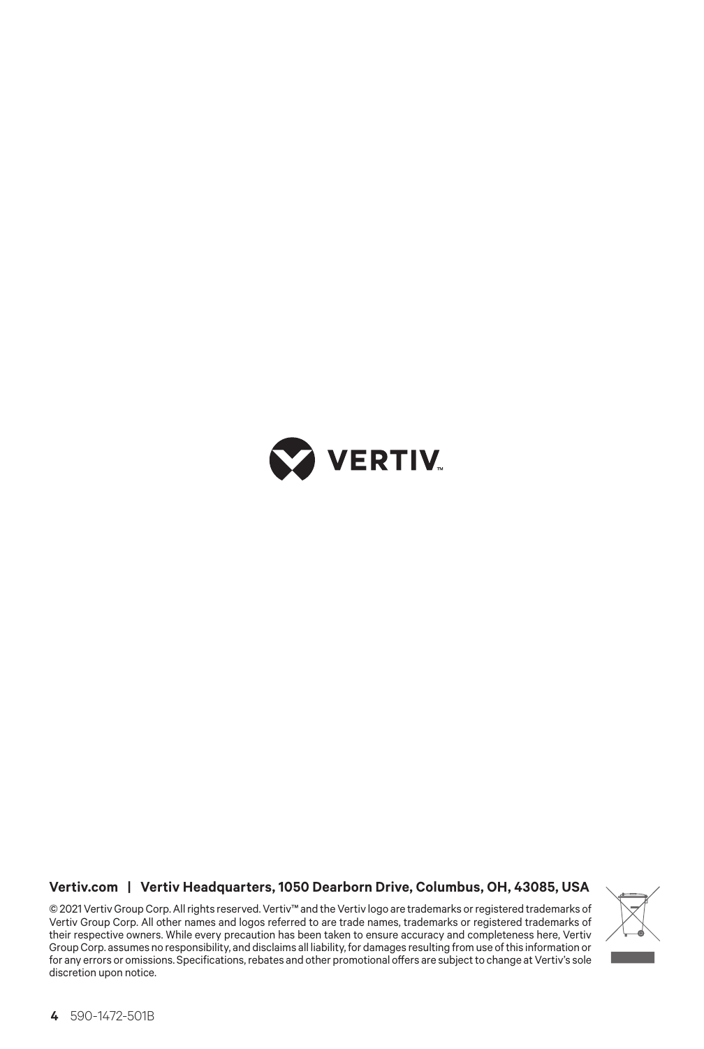VERTIV

**Vertiv.com | Vertiv Headquarters, 1050 Dearborn Drive, Columbus, OH, 43085, USA**

© 2021 Vertiv Group Corp. All rights reserved. Vertiv™ and the Vertiv logo are trademarks or registered trademarks of Vertiv Group Corp. All other names and logos referred to are trade names, trademarks or registered trademarks of their respective owners. While every precaution has been taken to ensure accuracy and completeness here, Vertiv Group Corp. assumes no responsibility, and disclaims all liability, for damages resulting from use of this information or for any errors or omissions. Specifications, rebates and other promotional offers are subject to change at Vertiv's sole discretion upon notice.

590-1472-501B